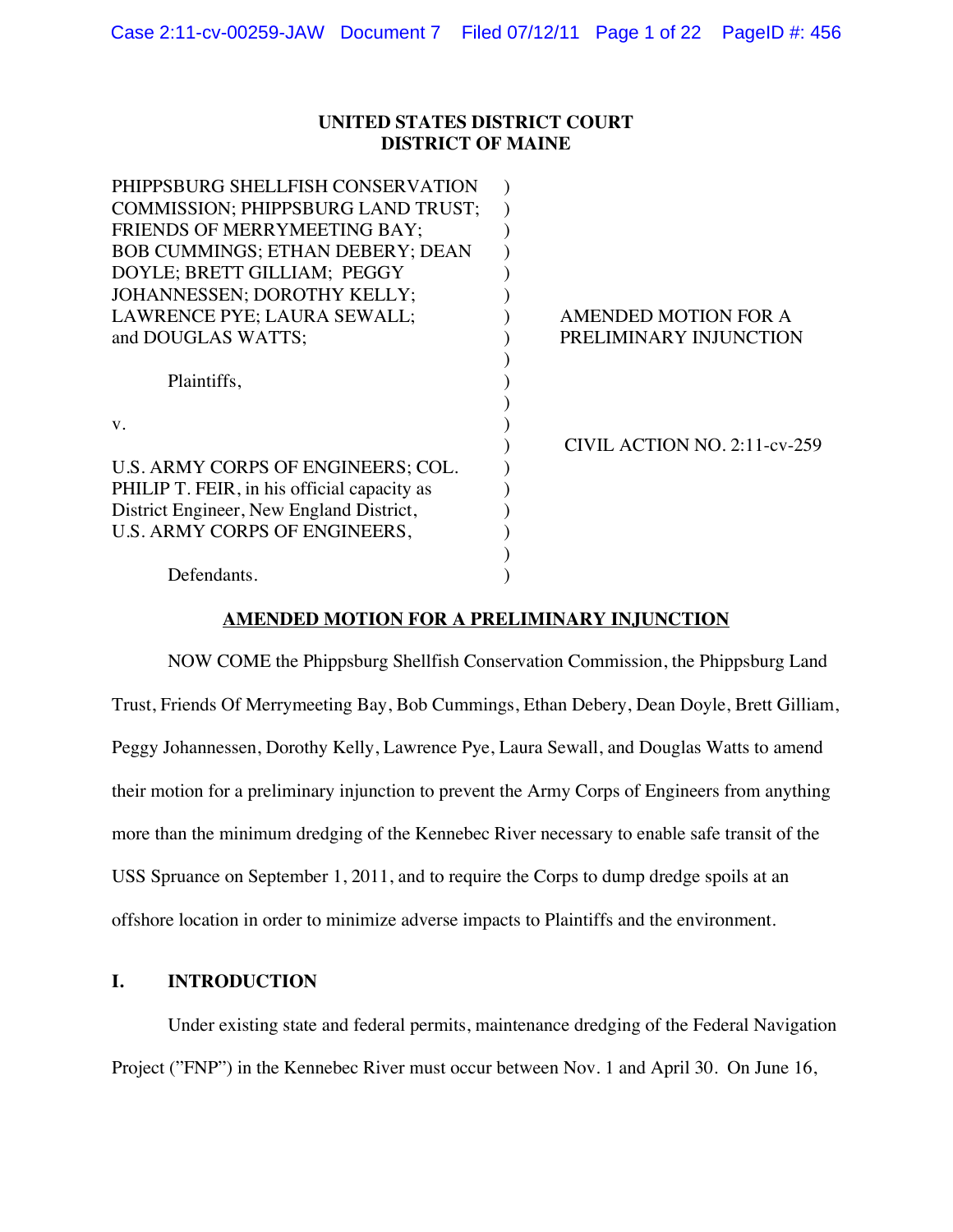**UNITED STATES DISTRICT COURT**
**DISTRICT OF MAINE**

| | |
|---|---|
| PHIPPSBURG SHELLFISH CONSERVATION COMMISSION; PHIPPSBURG LAND TRUST; FRIENDS OF MERRYMEETING BAY; BOB CUMMINGS; ETHAN DEBERY; DEAN DOYLE; BRETT GILLIAM; PEGGY JOHANNESSEN; DOROTHY KELLY; LAWRENCE PYE; LAURA SEWALL; and DOUGLAS WATTS; | AMENDED MOTION FOR A PRELIMINARY INJUNCTION |
| Plaintiffs, | |
| v. | CIVIL ACTION NO. 2:11-cv-259 |
| U.S. ARMY CORPS OF ENGINEERS; COL. PHILIP T. FEIR, in his official capacity as District Engineer, New England District, U.S. ARMY CORPS OF ENGINEERS, | |
| Defendants. | |

**AMENDED MOTION FOR A PRELIMINARY INJUNCTION**

NOW COME the Phippsburg Shellfish Conservation Commission, the Phippsburg Land Trust, Friends Of Merrymeeting Bay, Bob Cummings, Ethan Debery, Dean Doyle, Brett Gilliam, Peggy Johannessen, Dorothy Kelly, Lawrence Pye, Laura Sewall, and Douglas Watts to amend their motion for a preliminary injunction to prevent the Army Corps of Engineers from anything more than the minimum dredging of the Kennebec River necessary to enable safe transit of the USS Spruance on September 1, 2011, and to require the Corps to dump dredge spoils at an offshore location in order to minimize adverse impacts to Plaintiffs and the environment.

## I. INTRODUCTION

Under existing state and federal permits, maintenance dredging of the Federal Navigation Project ("FNP") in the Kennebec River must occur between Nov. 1 and April 30. On June 16,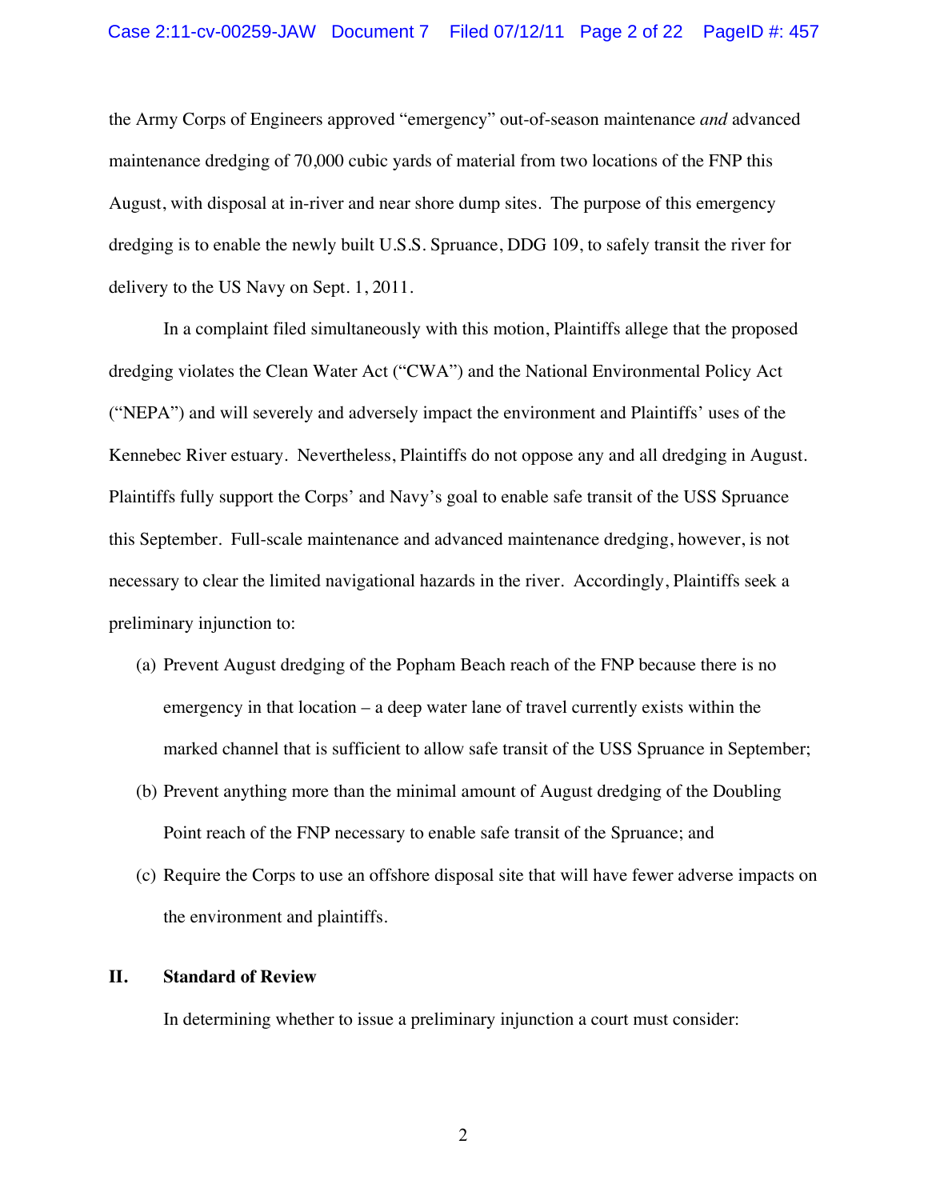the Army Corps of Engineers approved "emergency" out-of-season maintenance *and* advanced maintenance dredging of 70,000 cubic yards of material from two locations of the FNP this August, with disposal at in-river and near shore dump sites. The purpose of this emergency dredging is to enable the newly built U.S.S. Spruance, DDG 109, to safely transit the river for delivery to the US Navy on Sept. 1, 2011.

In a complaint filed simultaneously with this motion, Plaintiffs allege that the proposed dredging violates the Clean Water Act ("CWA") and the National Environmental Policy Act ("NEPA") and will severely and adversely impact the environment and Plaintiffs' uses of the Kennebec River estuary. Nevertheless, Plaintiffs do not oppose any and all dredging in August. Plaintiffs fully support the Corps' and Navy's goal to enable safe transit of the USS Spruance this September. Full-scale maintenance and advanced maintenance dredging, however, is not necessary to clear the limited navigational hazards in the river. Accordingly, Plaintiffs seek a preliminary injunction to:

(a) Prevent August dredging of the Popham Beach reach of the FNP because there is no emergency in that location – a deep water lane of travel currently exists within the marked channel that is sufficient to allow safe transit of the USS Spruance in September;

(b) Prevent anything more than the minimal amount of August dredging of the Doubling Point reach of the FNP necessary to enable safe transit of the Spruance; and

(c) Require the Corps to use an offshore disposal site that will have fewer adverse impacts on the environment and plaintiffs.

## II. Standard of Review

In determining whether to issue a preliminary injunction a court must consider: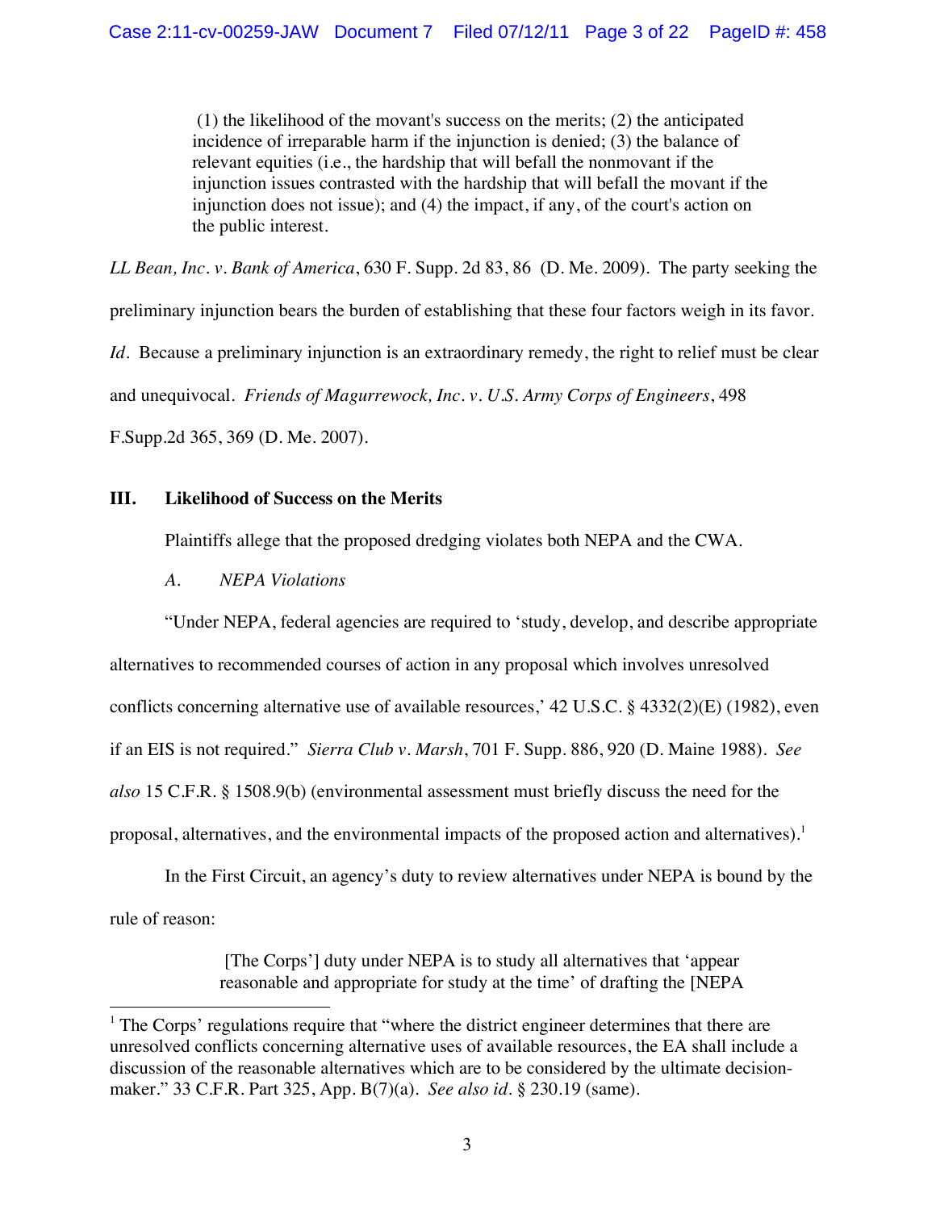> (1) the likelihood of the movant's success on the merits; (2) the anticipated incidence of irreparable harm if the injunction is denied; (3) the balance of relevant equities (i.e., the hardship that will befall the nonmovant if the injunction issues contrasted with the hardship that will befall the movant if the injunction does not issue); and (4) the impact, if any, of the court's action on the public interest.

*LL Bean, Inc. v. Bank of America*, 630 F. Supp. 2d 83, 86 (D. Me. 2009). The party seeking the preliminary injunction bears the burden of establishing that these four factors weigh in its favor. *Id.* Because a preliminary injunction is an extraordinary remedy, the right to relief must be clear and unequivocal. *Friends of Magurrewock, Inc. v. U.S. Army Corps of Engineers*, 498 F.Supp.2d 365, 369 (D. Me. 2007).

## III. Likelihood of Success on the Merits

Plaintiffs allege that the proposed dredging violates both NEPA and the CWA.

### *A. NEPA Violations*

"Under NEPA, federal agencies are required to 'study, develop, and describe appropriate alternatives to recommended courses of action in any proposal which involves unresolved conflicts concerning alternative use of available resources,' 42 U.S.C. § 4332(2)(E) (1982), even if an EIS is not required." *Sierra Club v. Marsh*, 701 F. Supp. 886, 920 (D. Maine 1988). *See also* 15 C.F.R. § 1508.9(b) (environmental assessment must briefly discuss the need for the proposal, alternatives, and the environmental impacts of the proposed action and alternatives).[1]

In the First Circuit, an agency's duty to review alternatives under NEPA is bound by the rule of reason:

> [The Corps'] duty under NEPA is to study all alternatives that 'appear reasonable and appropriate for study at the time' of drafting the [NEPA

---

[1] The Corps' regulations require that "where the district engineer determines that there are unresolved conflicts concerning alternative uses of available resources, the EA shall include a discussion of the reasonable alternatives which are to be considered by the ultimate decision-maker." 33 C.F.R. Part 325, App. B(7)(a). *See also id.* § 230.19 (same).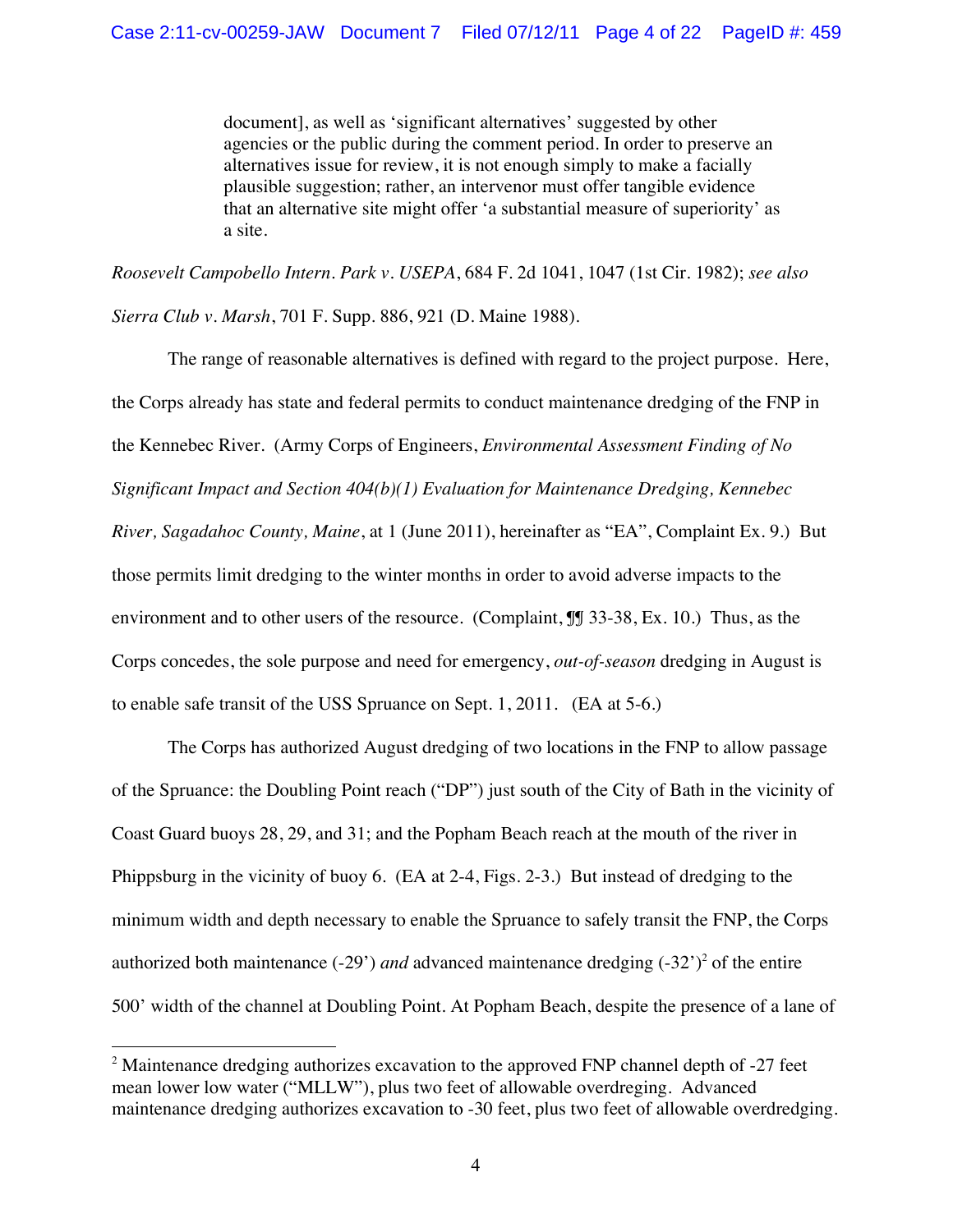> document], as well as 'significant alternatives' suggested by other agencies or the public during the comment period. In order to preserve an alternatives issue for review, it is not enough simply to make a facially plausible suggestion; rather, an intervenor must offer tangible evidence that an alternative site might offer 'a substantial measure of superiority' as a site.

*Roosevelt Campobello Intern. Park v. USEPA*, 684 F. 2d 1041, 1047 (1st Cir. 1982); *see also Sierra Club v. Marsh*, 701 F. Supp. 886, 921 (D. Maine 1988).

The range of reasonable alternatives is defined with regard to the project purpose. Here, the Corps already has state and federal permits to conduct maintenance dredging of the FNP in the Kennebec River. (Army Corps of Engineers, *Environmental Assessment Finding of No Significant Impact and Section 404(b)(1) Evaluation for Maintenance Dredging, Kennebec River, Sagadahoc County, Maine*, at 1 (June 2011), hereinafter as "EA", Complaint Ex. 9.) But those permits limit dredging to the winter months in order to avoid adverse impacts to the environment and to other users of the resource. (Complaint, ¶¶ 33-38, Ex. 10.) Thus, as the Corps concedes, the sole purpose and need for emergency, *out-of-season* dredging in August is to enable safe transit of the USS Spruance on Sept. 1, 2011. (EA at 5-6.)

The Corps has authorized August dredging of two locations in the FNP to allow passage of the Spruance: the Doubling Point reach ("DP") just south of the City of Bath in the vicinity of Coast Guard buoys 28, 29, and 31; and the Popham Beach reach at the mouth of the river in Phippsburg in the vicinity of buoy 6. (EA at 2-4, Figs. 2-3.) But instead of dredging to the minimum width and depth necessary to enable the Spruance to safely transit the FNP, the Corps authorized both maintenance (-29') *and* advanced maintenance dredging (-32')[2] of the entire 500' width of the channel at Doubling Point. At Popham Beach, despite the presence of a lane of

---

[2] Maintenance dredging authorizes excavation to the approved FNP channel depth of -27 feet mean lower low water ("MLLW"), plus two feet of allowable overdreging. Advanced maintenance dredging authorizes excavation to -30 feet, plus two feet of allowable overdredging.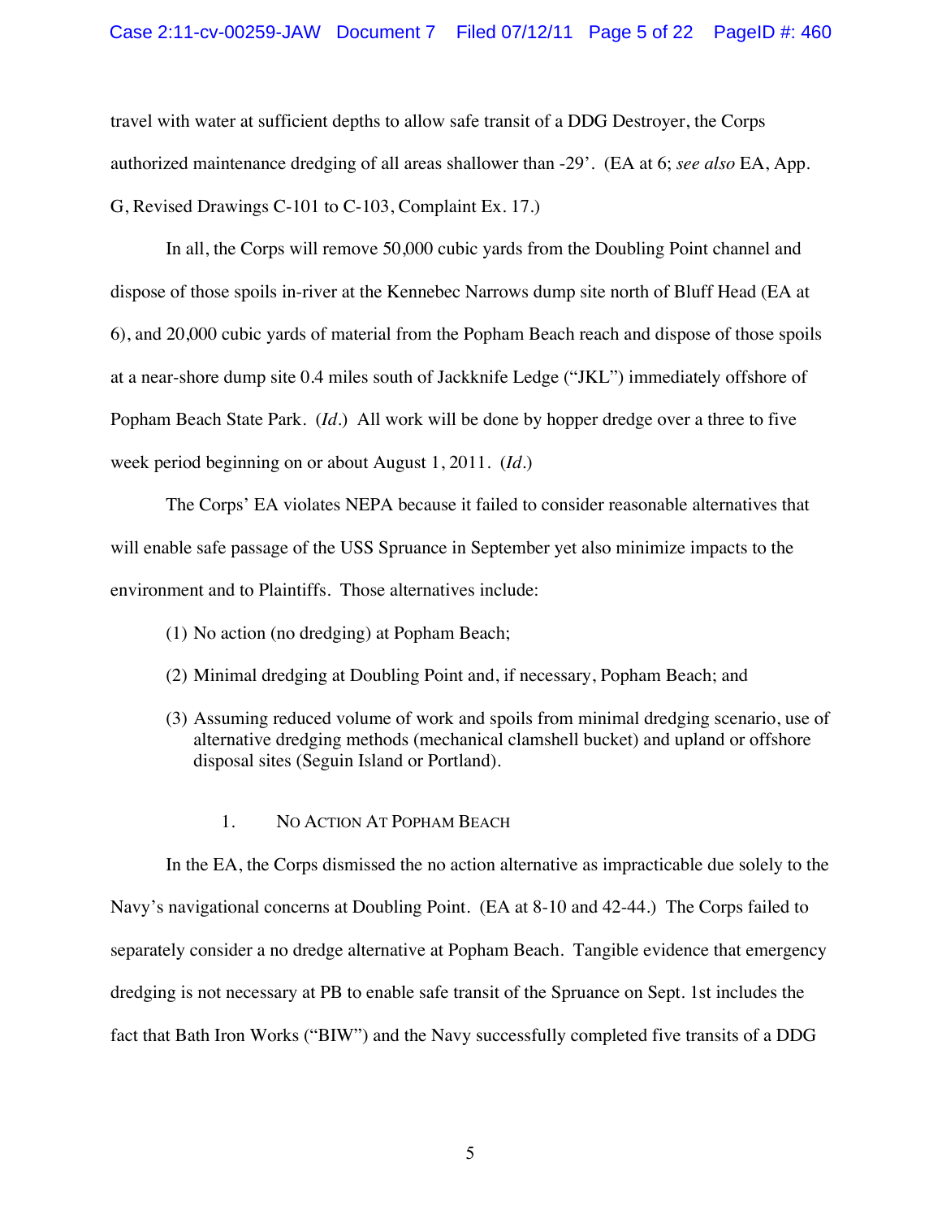travel with water at sufficient depths to allow safe transit of a DDG Destroyer, the Corps authorized maintenance dredging of all areas shallower than -29'. (EA at 6; *see also* EA, App. G, Revised Drawings C-101 to C-103, Complaint Ex. 17.)

In all, the Corps will remove 50,000 cubic yards from the Doubling Point channel and dispose of those spoils in-river at the Kennebec Narrows dump site north of Bluff Head (EA at 6), and 20,000 cubic yards of material from the Popham Beach reach and dispose of those spoils at a near-shore dump site 0.4 miles south of Jackknife Ledge ("JKL") immediately offshore of Popham Beach State Park. (*Id.*) All work will be done by hopper dredge over a three to five week period beginning on or about August 1, 2011. (*Id.*)

The Corps' EA violates NEPA because it failed to consider reasonable alternatives that will enable safe passage of the USS Spruance in September yet also minimize impacts to the environment and to Plaintiffs. Those alternatives include:

(1) No action (no dredging) at Popham Beach;

(2) Minimal dredging at Doubling Point and, if necessary, Popham Beach; and

(3) Assuming reduced volume of work and spoils from minimal dredging scenario, use of alternative dredging methods (mechanical clamshell bucket) and upland or offshore disposal sites (Seguin Island or Portland).

### 1. No Action At Popham Beach

In the EA, the Corps dismissed the no action alternative as impracticable due solely to the Navy's navigational concerns at Doubling Point. (EA at 8-10 and 42-44.) The Corps failed to separately consider a no dredge alternative at Popham Beach. Tangible evidence that emergency dredging is not necessary at PB to enable safe transit of the Spruance on Sept. 1st includes the fact that Bath Iron Works ("BIW") and the Navy successfully completed five transits of a DDG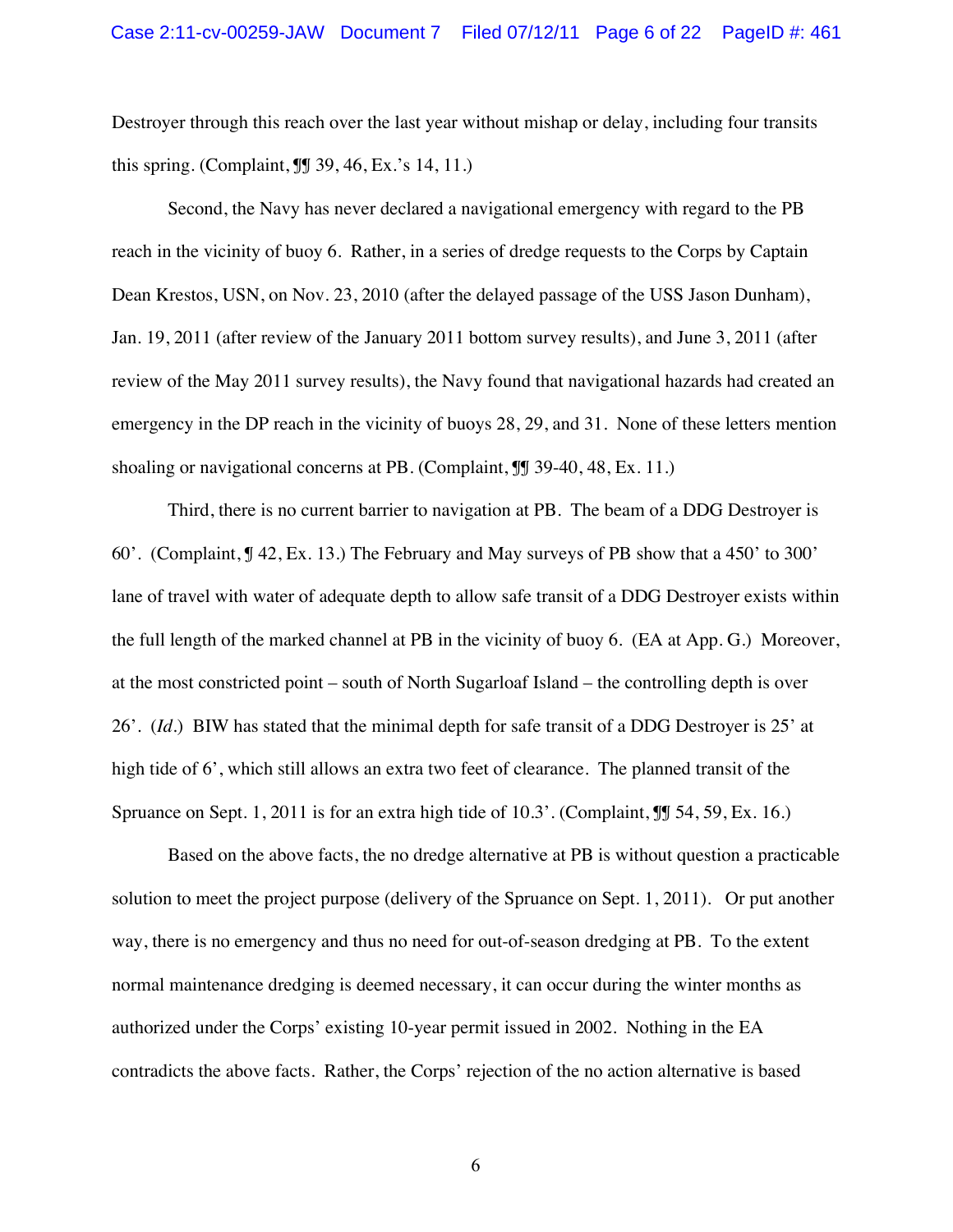Destroyer through this reach over the last year without mishap or delay, including four transits this spring. (Complaint, ¶¶ 39, 46, Ex.'s 14, 11.)

Second, the Navy has never declared a navigational emergency with regard to the PB reach in the vicinity of buoy 6. Rather, in a series of dredge requests to the Corps by Captain Dean Krestos, USN, on Nov. 23, 2010 (after the delayed passage of the USS Jason Dunham), Jan. 19, 2011 (after review of the January 2011 bottom survey results), and June 3, 2011 (after review of the May 2011 survey results), the Navy found that navigational hazards had created an emergency in the DP reach in the vicinity of buoys 28, 29, and 31. None of these letters mention shoaling or navigational concerns at PB. (Complaint, ¶¶ 39-40, 48, Ex. 11.)

Third, there is no current barrier to navigation at PB. The beam of a DDG Destroyer is 60'. (Complaint, ¶ 42, Ex. 13.) The February and May surveys of PB show that a 450' to 300' lane of travel with water of adequate depth to allow safe transit of a DDG Destroyer exists within the full length of the marked channel at PB in the vicinity of buoy 6. (EA at App. G.) Moreover, at the most constricted point – south of North Sugarloaf Island – the controlling depth is over 26'. (*Id.*) BIW has stated that the minimal depth for safe transit of a DDG Destroyer is 25' at high tide of 6', which still allows an extra two feet of clearance. The planned transit of the Spruance on Sept. 1, 2011 is for an extra high tide of 10.3'. (Complaint, ¶¶ 54, 59, Ex. 16.)

Based on the above facts, the no dredge alternative at PB is without question a practicable solution to meet the project purpose (delivery of the Spruance on Sept. 1, 2011). Or put another way, there is no emergency and thus no need for out-of-season dredging at PB. To the extent normal maintenance dredging is deemed necessary, it can occur during the winter months as authorized under the Corps' existing 10-year permit issued in 2002. Nothing in the EA contradicts the above facts. Rather, the Corps' rejection of the no action alternative is based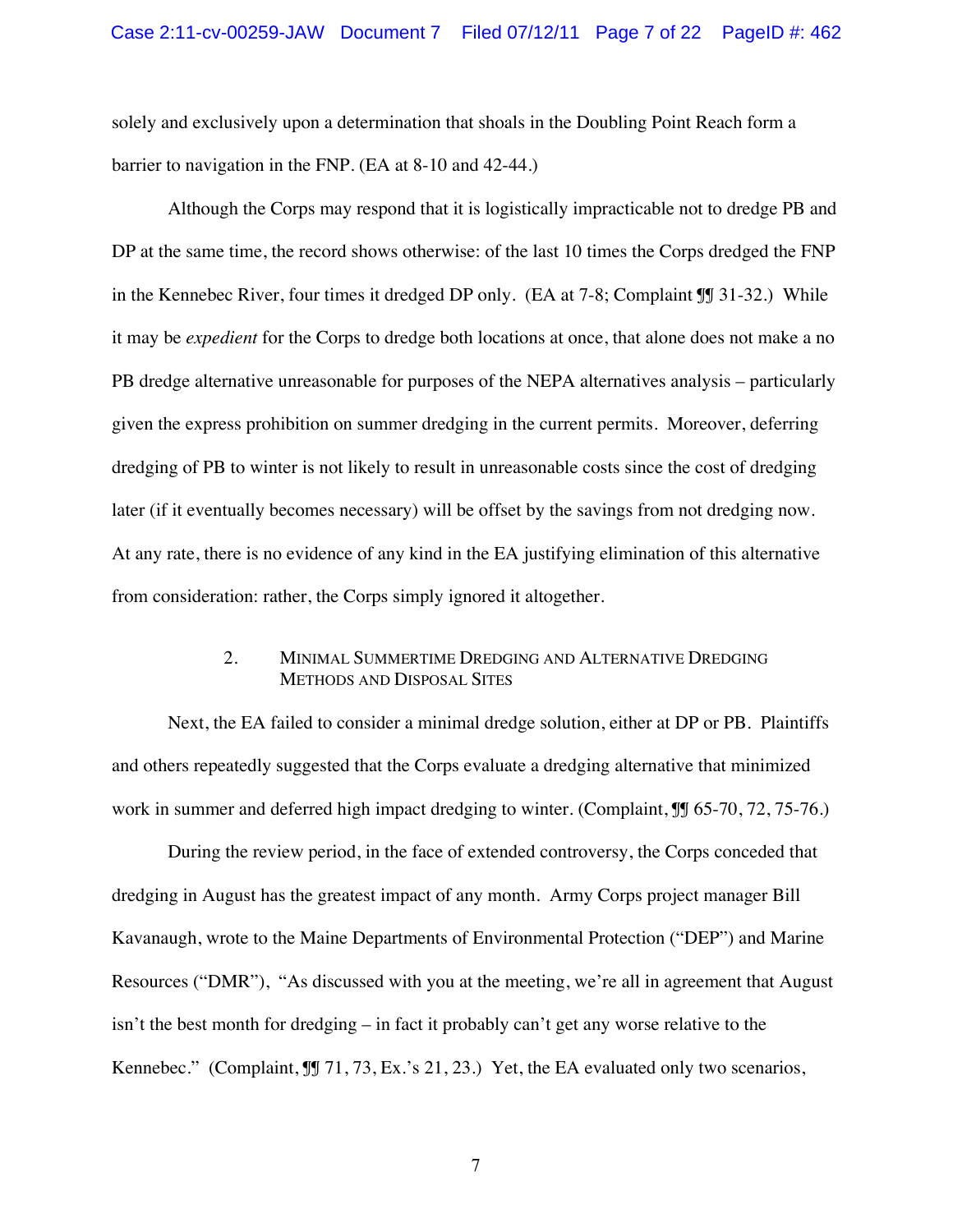solely and exclusively upon a determination that shoals in the Doubling Point Reach form a barrier to navigation in the FNP. (EA at 8-10 and 42-44.)

Although the Corps may respond that it is logistically impracticable not to dredge PB and DP at the same time, the record shows otherwise: of the last 10 times the Corps dredged the FNP in the Kennebec River, four times it dredged DP only. (EA at 7-8; Complaint ¶¶ 31-32.) While it may be *expedient* for the Corps to dredge both locations at once, that alone does not make a no PB dredge alternative unreasonable for purposes of the NEPA alternatives analysis – particularly given the express prohibition on summer dredging in the current permits. Moreover, deferring dredging of PB to winter is not likely to result in unreasonable costs since the cost of dredging later (if it eventually becomes necessary) will be offset by the savings from not dredging now. At any rate, there is no evidence of any kind in the EA justifying elimination of this alternative from consideration: rather, the Corps simply ignored it altogether.

### 2. MINIMAL SUMMERTIME DREDGING AND ALTERNATIVE DREDGING METHODS AND DISPOSAL SITES

Next, the EA failed to consider a minimal dredge solution, either at DP or PB. Plaintiffs and others repeatedly suggested that the Corps evaluate a dredging alternative that minimized work in summer and deferred high impact dredging to winter. (Complaint, ¶¶ 65-70, 72, 75-76.)

During the review period, in the face of extended controversy, the Corps conceded that dredging in August has the greatest impact of any month. Army Corps project manager Bill Kavanaugh, wrote to the Maine Departments of Environmental Protection ("DEP") and Marine Resources ("DMR"), "As discussed with you at the meeting, we're all in agreement that August isn't the best month for dredging – in fact it probably can't get any worse relative to the Kennebec." (Complaint, ¶¶ 71, 73, Ex.'s 21, 23.) Yet, the EA evaluated only two scenarios,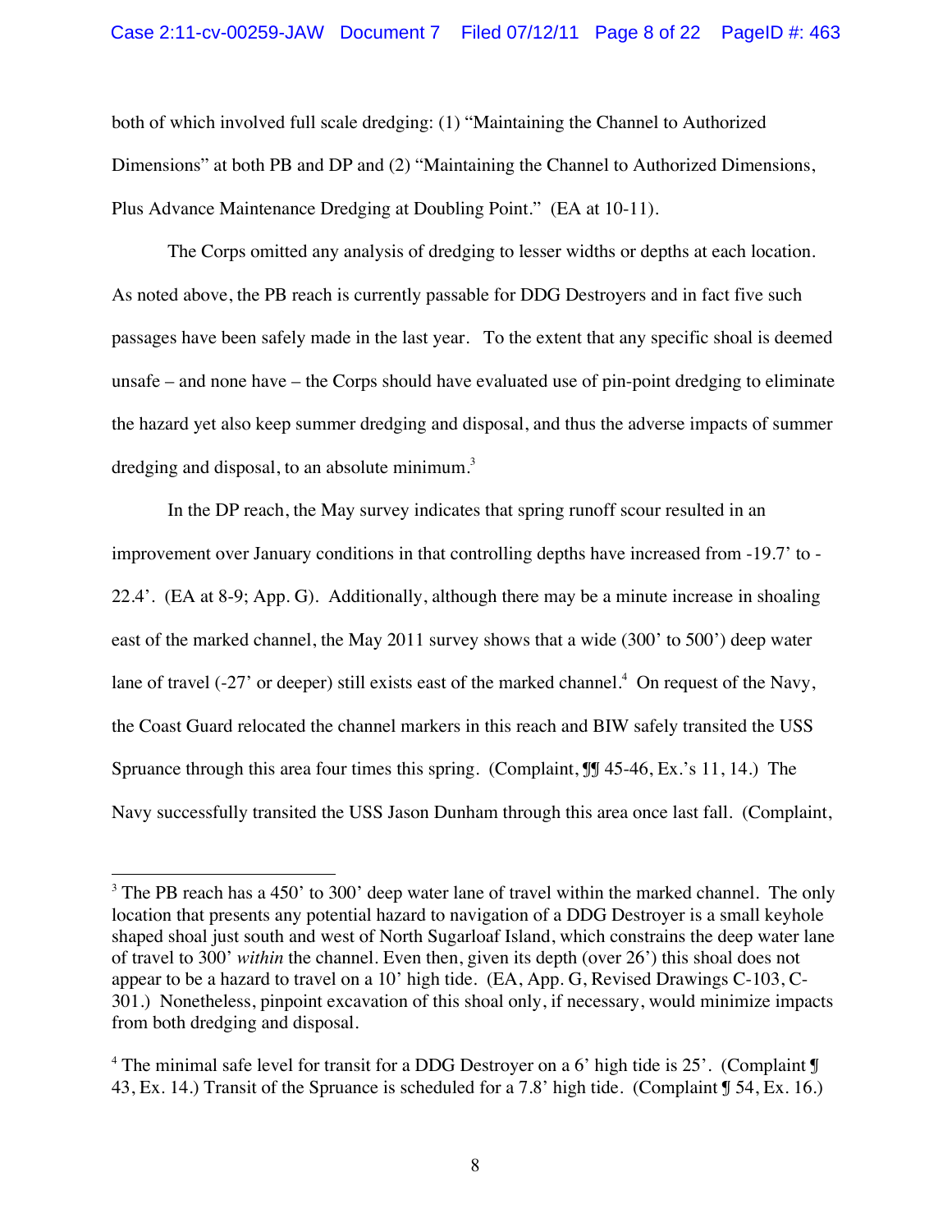both of which involved full scale dredging: (1) "Maintaining the Channel to Authorized Dimensions" at both PB and DP and (2) "Maintaining the Channel to Authorized Dimensions, Plus Advance Maintenance Dredging at Doubling Point." (EA at 10-11).

The Corps omitted any analysis of dredging to lesser widths or depths at each location. As noted above, the PB reach is currently passable for DDG Destroyers and in fact five such passages have been safely made in the last year. To the extent that any specific shoal is deemed unsafe – and none have – the Corps should have evaluated use of pin-point dredging to eliminate the hazard yet also keep summer dredging and disposal, and thus the adverse impacts of summer dredging and disposal, to an absolute minimum.[3]

In the DP reach, the May survey indicates that spring runoff scour resulted in an improvement over January conditions in that controlling depths have increased from -19.7' to -22.4'. (EA at 8-9; App. G). Additionally, although there may be a minute increase in shoaling east of the marked channel, the May 2011 survey shows that a wide (300' to 500') deep water lane of travel (-27' or deeper) still exists east of the marked channel.[4] On request of the Navy, the Coast Guard relocated the channel markers in this reach and BIW safely transited the USS Spruance through this area four times this spring. (Complaint, ¶¶ 45-46, Ex.'s 11, 14.) The Navy successfully transited the USS Jason Dunham through this area once last fall. (Complaint,

---

[3] The PB reach has a 450' to 300' deep water lane of travel within the marked channel. The only location that presents any potential hazard to navigation of a DDG Destroyer is a small keyhole shaped shoal just south and west of North Sugarloaf Island, which constrains the deep water lane of travel to 300' *within* the channel. Even then, given its depth (over 26') this shoal does not appear to be a hazard to travel on a 10' high tide. (EA, App. G, Revised Drawings C-103, C-301.) Nonetheless, pinpoint excavation of this shoal only, if necessary, would minimize impacts from both dredging and disposal.

[4] The minimal safe level for transit for a DDG Destroyer on a 6' high tide is 25'. (Complaint ¶ 43, Ex. 14.) Transit of the Spruance is scheduled for a 7.8' high tide. (Complaint ¶ 54, Ex. 16.)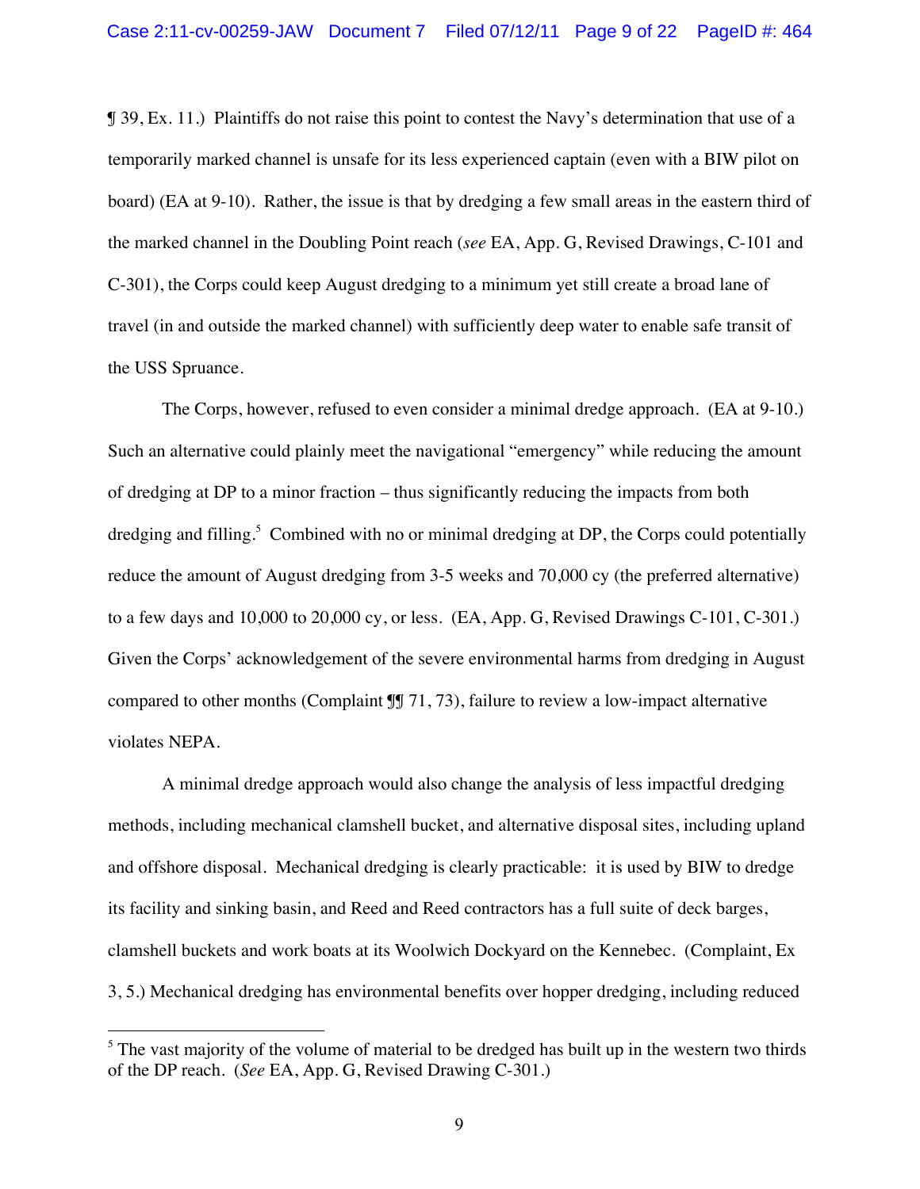¶ 39, Ex. 11.) Plaintiffs do not raise this point to contest the Navy's determination that use of a temporarily marked channel is unsafe for its less experienced captain (even with a BIW pilot on board) (EA at 9-10). Rather, the issue is that by dredging a few small areas in the eastern third of the marked channel in the Doubling Point reach (*see* EA, App. G, Revised Drawings, C-101 and C-301), the Corps could keep August dredging to a minimum yet still create a broad lane of travel (in and outside the marked channel) with sufficiently deep water to enable safe transit of the USS Spruance.

The Corps, however, refused to even consider a minimal dredge approach. (EA at 9-10.) Such an alternative could plainly meet the navigational "emergency" while reducing the amount of dredging at DP to a minor fraction – thus significantly reducing the impacts from both dredging and filling.[5] Combined with no or minimal dredging at DP, the Corps could potentially reduce the amount of August dredging from 3-5 weeks and 70,000 cy (the preferred alternative) to a few days and 10,000 to 20,000 cy, or less. (EA, App. G, Revised Drawings C-101, C-301.) Given the Corps' acknowledgement of the severe environmental harms from dredging in August compared to other months (Complaint ¶¶ 71, 73), failure to review a low-impact alternative violates NEPA.

A minimal dredge approach would also change the analysis of less impactful dredging methods, including mechanical clamshell bucket, and alternative disposal sites, including upland and offshore disposal. Mechanical dredging is clearly practicable: it is used by BIW to dredge its facility and sinking basin, and Reed and Reed contractors has a full suite of deck barges, clamshell buckets and work boats at its Woolwich Dockyard on the Kennebec. (Complaint, Ex 3, 5.) Mechanical dredging has environmental benefits over hopper dredging, including reduced

---

[5] The vast majority of the volume of material to be dredged has built up in the western two thirds of the DP reach. (*See* EA, App. G, Revised Drawing C-301.)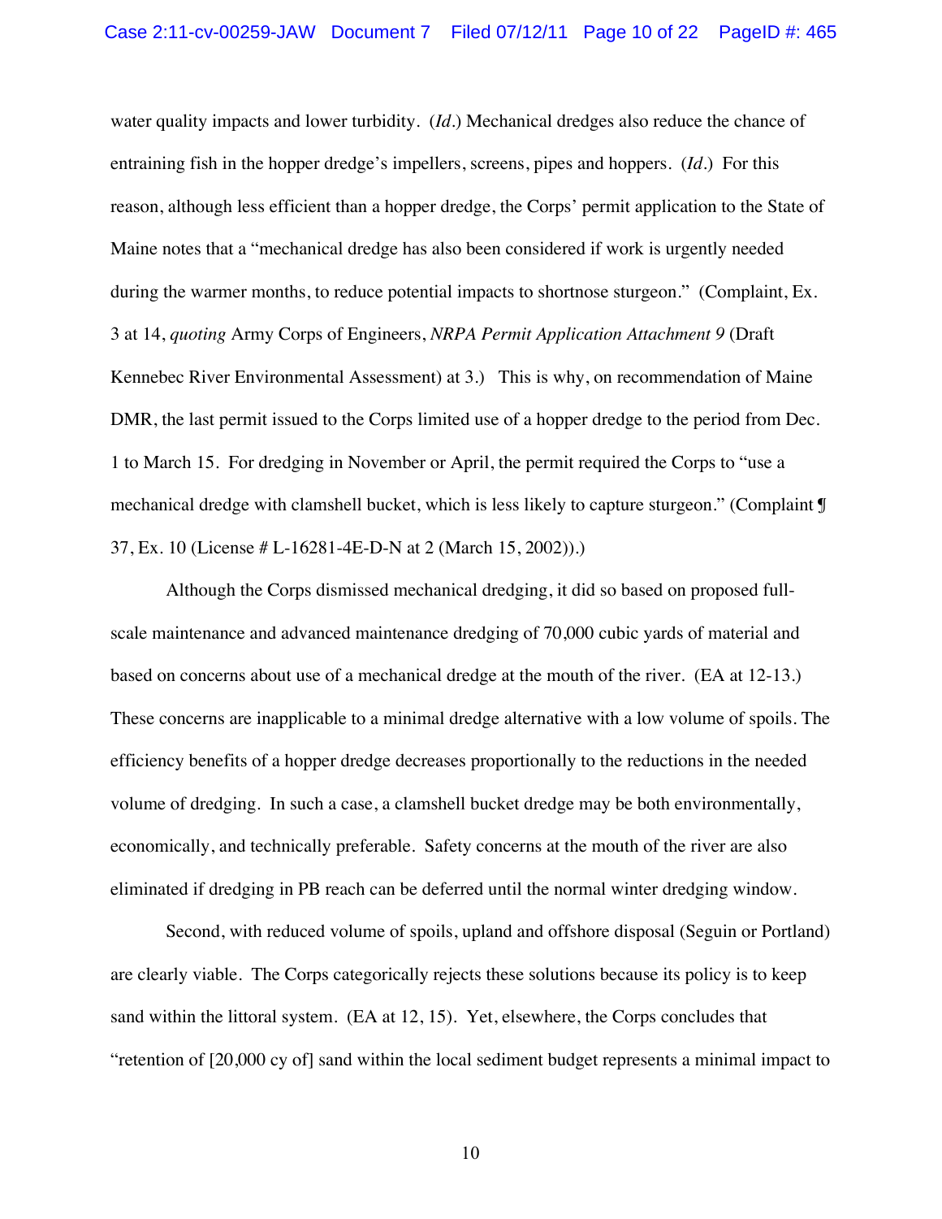water quality impacts and lower turbidity. (*Id.*) Mechanical dredges also reduce the chance of entraining fish in the hopper dredge's impellers, screens, pipes and hoppers. (*Id.*) For this reason, although less efficient than a hopper dredge, the Corps' permit application to the State of Maine notes that a "mechanical dredge has also been considered if work is urgently needed during the warmer months, to reduce potential impacts to shortnose sturgeon." (Complaint, Ex. 3 at 14, *quoting* Army Corps of Engineers, *NRPA Permit Application Attachment 9* (Draft Kennebec River Environmental Assessment) at 3.) This is why, on recommendation of Maine DMR, the last permit issued to the Corps limited use of a hopper dredge to the period from Dec. 1 to March 15. For dredging in November or April, the permit required the Corps to "use a mechanical dredge with clamshell bucket, which is less likely to capture sturgeon." (Complaint ¶ 37, Ex. 10 (License # L-16281-4E-D-N at 2 (March 15, 2002)).)

Although the Corps dismissed mechanical dredging, it did so based on proposed full-scale maintenance and advanced maintenance dredging of 70,000 cubic yards of material and based on concerns about use of a mechanical dredge at the mouth of the river. (EA at 12-13.) These concerns are inapplicable to a minimal dredge alternative with a low volume of spoils. The efficiency benefits of a hopper dredge decreases proportionally to the reductions in the needed volume of dredging. In such a case, a clamshell bucket dredge may be both environmentally, economically, and technically preferable. Safety concerns at the mouth of the river are also eliminated if dredging in PB reach can be deferred until the normal winter dredging window.

Second, with reduced volume of spoils, upland and offshore disposal (Seguin or Portland) are clearly viable. The Corps categorically rejects these solutions because its policy is to keep sand within the littoral system. (EA at 12, 15). Yet, elsewhere, the Corps concludes that "retention of [20,000 cy of] sand within the local sediment budget represents a minimal impact to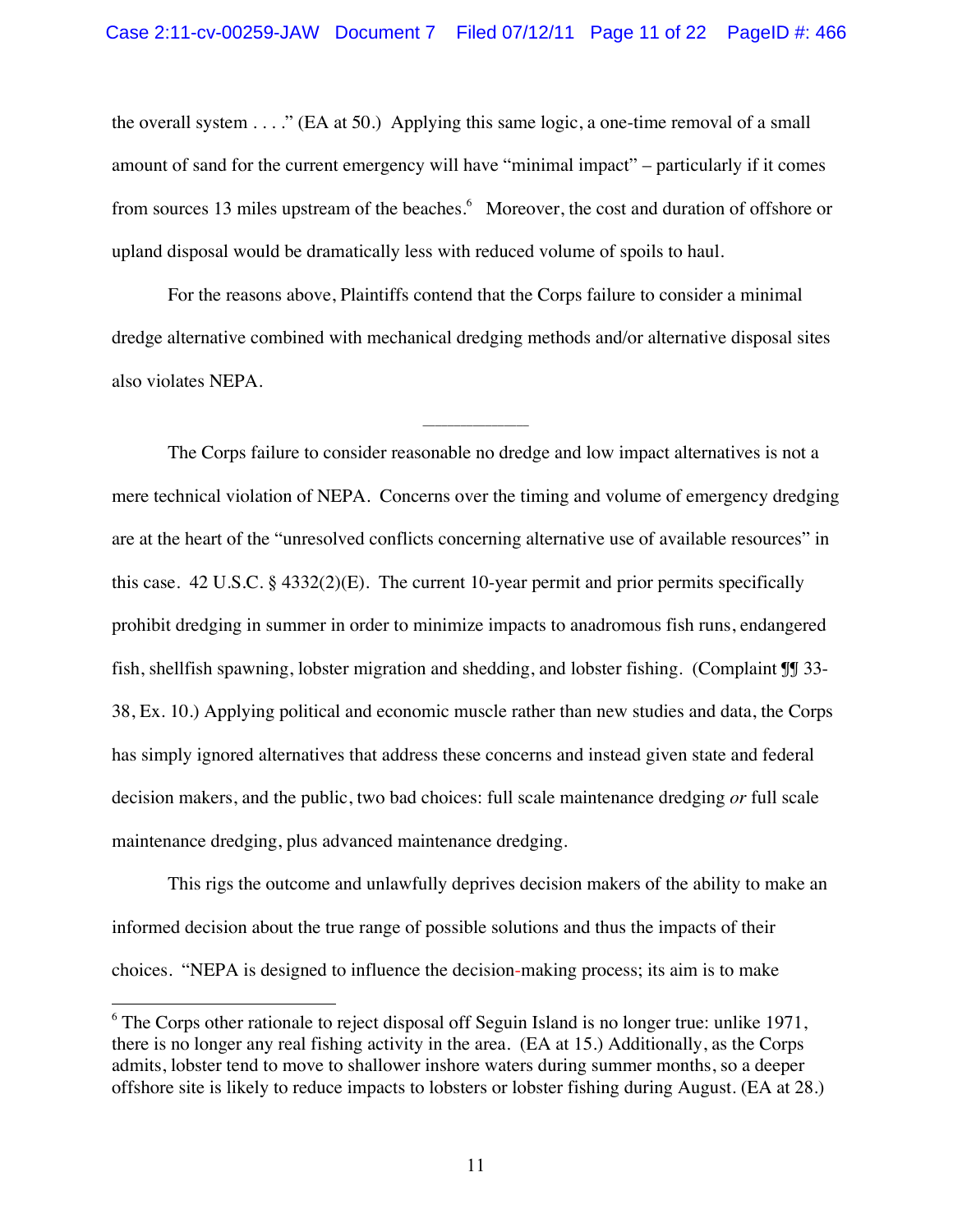the overall system . . . ." (EA at 50.) Applying this same logic, a one-time removal of a small amount of sand for the current emergency will have "minimal impact" – particularly if it comes from sources 13 miles upstream of the beaches.[6] Moreover, the cost and duration of offshore or upland disposal would be dramatically less with reduced volume of spoils to haul.

For the reasons above, Plaintiffs contend that the Corps failure to consider a minimal dredge alternative combined with mechanical dredging methods and/or alternative disposal sites also violates NEPA.

---

The Corps failure to consider reasonable no dredge and low impact alternatives is not a mere technical violation of NEPA. Concerns over the timing and volume of emergency dredging are at the heart of the "unresolved conflicts concerning alternative use of available resources" in this case. 42 U.S.C. § 4332(2)(E). The current 10-year permit and prior permits specifically prohibit dredging in summer in order to minimize impacts to anadromous fish runs, endangered fish, shellfish spawning, lobster migration and shedding, and lobster fishing. (Complaint ¶¶ 33-38, Ex. 10.) Applying political and economic muscle rather than new studies and data, the Corps has simply ignored alternatives that address these concerns and instead given state and federal decision makers, and the public, two bad choices: full scale maintenance dredging *or* full scale maintenance dredging, plus advanced maintenance dredging.

This rigs the outcome and unlawfully deprives decision makers of the ability to make an informed decision about the true range of possible solutions and thus the impacts of their choices. "NEPA is designed to influence the decision-making process; its aim is to make

[6] The Corps other rationale to reject disposal off Seguin Island is no longer true: unlike 1971, there is no longer any real fishing activity in the area. (EA at 15.) Additionally, as the Corps admits, lobster tend to move to shallower inshore waters during summer months, so a deeper offshore site is likely to reduce impacts to lobsters or lobster fishing during August. (EA at 28.)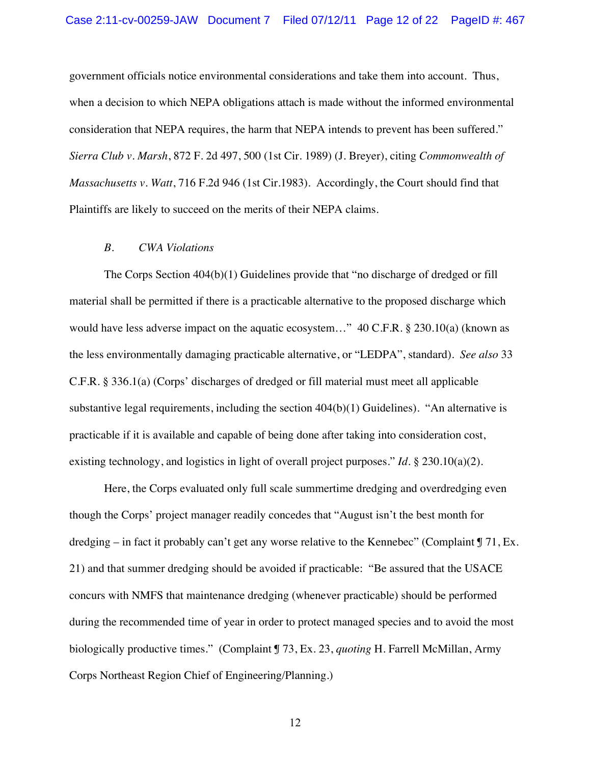government officials notice environmental considerations and take them into account. Thus, when a decision to which NEPA obligations attach is made without the informed environmental consideration that NEPA requires, the harm that NEPA intends to prevent has been suffered." *Sierra Club v. Marsh*, 872 F. 2d 497, 500 (1st Cir. 1989) (J. Breyer), citing *Commonwealth of Massachusetts v. Watt*, 716 F.2d 946 (1st Cir.1983). Accordingly, the Court should find that Plaintiffs are likely to succeed on the merits of their NEPA claims.

*B. CWA Violations*

The Corps Section 404(b)(1) Guidelines provide that "no discharge of dredged or fill material shall be permitted if there is a practicable alternative to the proposed discharge which would have less adverse impact on the aquatic ecosystem…" 40 C.F.R. § 230.10(a) (known as the less environmentally damaging practicable alternative, or "LEDPA", standard). *See also* 33 C.F.R. § 336.1(a) (Corps' discharges of dredged or fill material must meet all applicable substantive legal requirements, including the section 404(b)(1) Guidelines). "An alternative is practicable if it is available and capable of being done after taking into consideration cost, existing technology, and logistics in light of overall project purposes." *Id.* § 230.10(a)(2).

Here, the Corps evaluated only full scale summertime dredging and overdredging even though the Corps' project manager readily concedes that "August isn't the best month for dredging – in fact it probably can't get any worse relative to the Kennebec" (Complaint ¶ 71, Ex. 21) and that summer dredging should be avoided if practicable: "Be assured that the USACE concurs with NMFS that maintenance dredging (whenever practicable) should be performed during the recommended time of year in order to protect managed species and to avoid the most biologically productive times." (Complaint ¶ 73, Ex. 23, *quoting* H. Farrell McMillan, Army Corps Northeast Region Chief of Engineering/Planning.)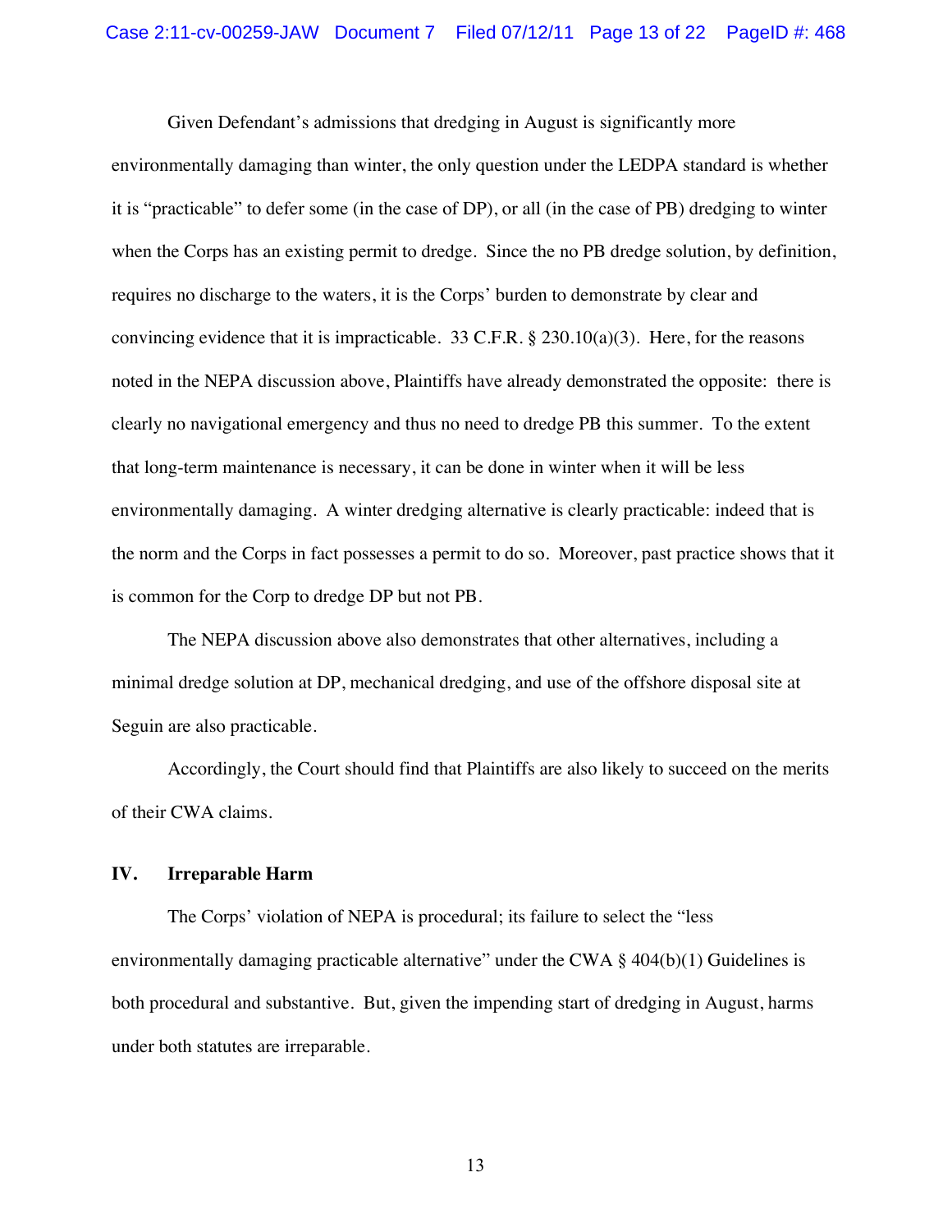Given Defendant's admissions that dredging in August is significantly more environmentally damaging than winter, the only question under the LEDPA standard is whether it is "practicable" to defer some (in the case of DP), or all (in the case of PB) dredging to winter when the Corps has an existing permit to dredge. Since the no PB dredge solution, by definition, requires no discharge to the waters, it is the Corps' burden to demonstrate by clear and convincing evidence that it is impracticable. 33 C.F.R. § 230.10(a)(3). Here, for the reasons noted in the NEPA discussion above, Plaintiffs have already demonstrated the opposite: there is clearly no navigational emergency and thus no need to dredge PB this summer. To the extent that long-term maintenance is necessary, it can be done in winter when it will be less environmentally damaging. A winter dredging alternative is clearly practicable: indeed that is the norm and the Corps in fact possesses a permit to do so. Moreover, past practice shows that it is common for the Corp to dredge DP but not PB.

The NEPA discussion above also demonstrates that other alternatives, including a minimal dredge solution at DP, mechanical dredging, and use of the offshore disposal site at Seguin are also practicable.

Accordingly, the Court should find that Plaintiffs are also likely to succeed on the merits of their CWA claims.

## IV. Irreparable Harm

The Corps' violation of NEPA is procedural; its failure to select the "less environmentally damaging practicable alternative" under the CWA § 404(b)(1) Guidelines is both procedural and substantive. But, given the impending start of dredging in August, harms under both statutes are irreparable.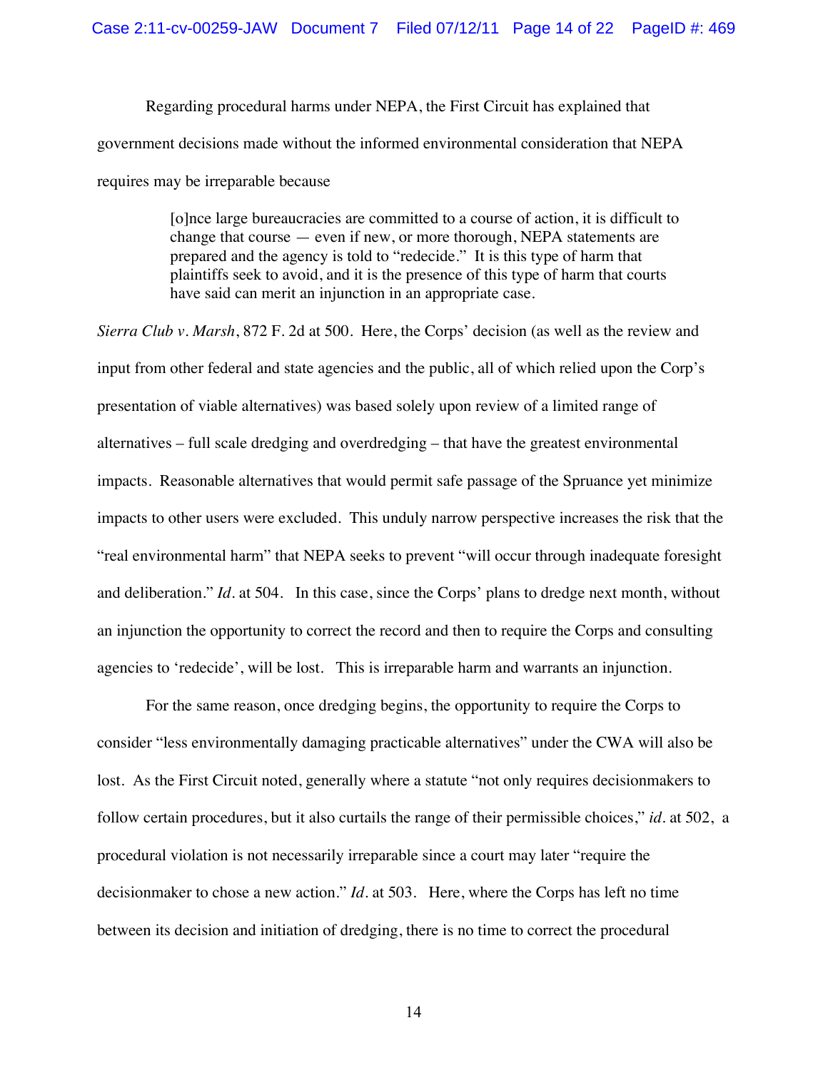Regarding procedural harms under NEPA, the First Circuit has explained that government decisions made without the informed environmental consideration that NEPA requires may be irreparable because

> [o]nce large bureaucracies are committed to a course of action, it is difficult to change that course — even if new, or more thorough, NEPA statements are prepared and the agency is told to "redecide." It is this type of harm that plaintiffs seek to avoid, and it is the presence of this type of harm that courts have said can merit an injunction in an appropriate case.

*Sierra Club v. Marsh*, 872 F. 2d at 500. Here, the Corps' decision (as well as the review and input from other federal and state agencies and the public, all of which relied upon the Corp's presentation of viable alternatives) was based solely upon review of a limited range of alternatives – full scale dredging and overdredging – that have the greatest environmental impacts. Reasonable alternatives that would permit safe passage of the Spruance yet minimize impacts to other users were excluded. This unduly narrow perspective increases the risk that the "real environmental harm" that NEPA seeks to prevent "will occur through inadequate foresight and deliberation." *Id.* at 504. In this case, since the Corps' plans to dredge next month, without an injunction the opportunity to correct the record and then to require the Corps and consulting agencies to 'redecide', will be lost. This is irreparable harm and warrants an injunction.

For the same reason, once dredging begins, the opportunity to require the Corps to consider "less environmentally damaging practicable alternatives" under the CWA will also be lost. As the First Circuit noted, generally where a statute "not only requires decisionmakers to follow certain procedures, but it also curtails the range of their permissible choices," *id.* at 502, a procedural violation is not necessarily irreparable since a court may later "require the decisionmaker to chose a new action." *Id.* at 503. Here, where the Corps has left no time between its decision and initiation of dredging, there is no time to correct the procedural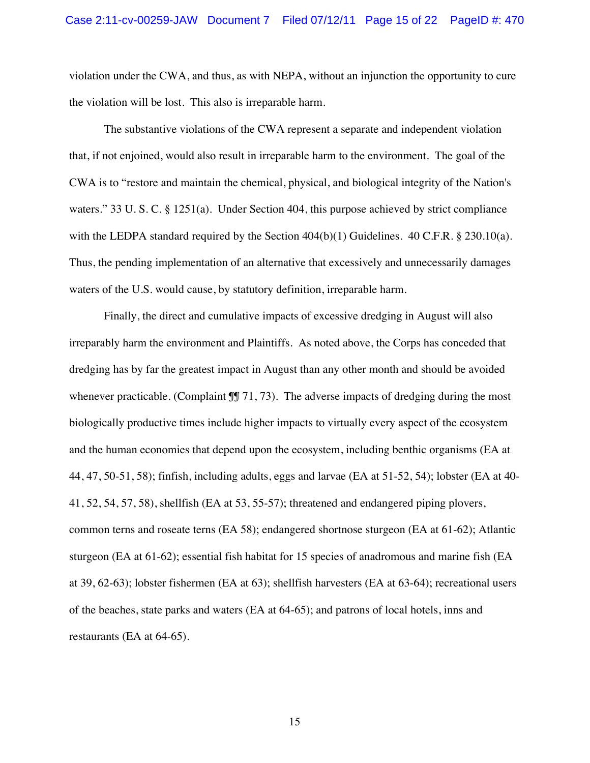violation under the CWA, and thus, as with NEPA, without an injunction the opportunity to cure the violation will be lost. This also is irreparable harm.

The substantive violations of the CWA represent a separate and independent violation that, if not enjoined, would also result in irreparable harm to the environment. The goal of the CWA is to "restore and maintain the chemical, physical, and biological integrity of the Nation's waters." 33 U. S. C. § 1251(a). Under Section 404, this purpose achieved by strict compliance with the LEDPA standard required by the Section 404(b)(1) Guidelines. 40 C.F.R. § 230.10(a). Thus, the pending implementation of an alternative that excessively and unnecessarily damages waters of the U.S. would cause, by statutory definition, irreparable harm.

Finally, the direct and cumulative impacts of excessive dredging in August will also irreparably harm the environment and Plaintiffs. As noted above, the Corps has conceded that dredging has by far the greatest impact in August than any other month and should be avoided whenever practicable. (Complaint ¶¶ 71, 73). The adverse impacts of dredging during the most biologically productive times include higher impacts to virtually every aspect of the ecosystem and the human economies that depend upon the ecosystem, including benthic organisms (EA at 44, 47, 50-51, 58); finfish, including adults, eggs and larvae (EA at 51-52, 54); lobster (EA at 40-41, 52, 54, 57, 58), shellfish (EA at 53, 55-57); threatened and endangered piping plovers, common terns and roseate terns (EA 58); endangered shortnose sturgeon (EA at 61-62); Atlantic sturgeon (EA at 61-62); essential fish habitat for 15 species of anadromous and marine fish (EA at 39, 62-63); lobster fishermen (EA at 63); shellfish harvesters (EA at 63-64); recreational users of the beaches, state parks and waters (EA at 64-65); and patrons of local hotels, inns and restaurants (EA at 64-65).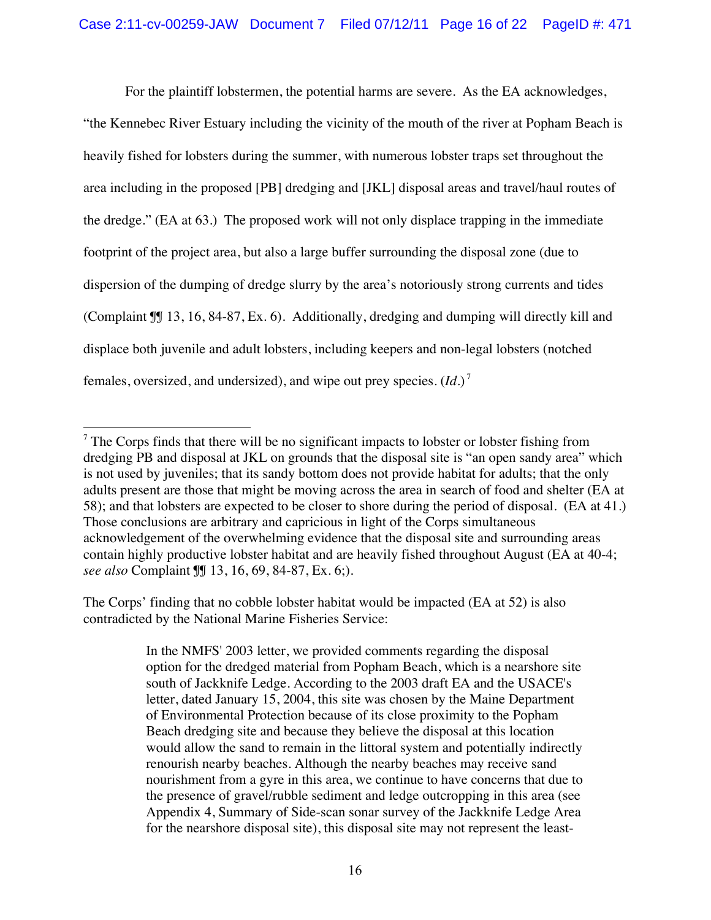For the plaintiff lobstermen, the potential harms are severe. As the EA acknowledges, "the Kennebec River Estuary including the vicinity of the mouth of the river at Popham Beach is heavily fished for lobsters during the summer, with numerous lobster traps set throughout the area including in the proposed [PB] dredging and [JKL] disposal areas and travel/haul routes of the dredge." (EA at 63.) The proposed work will not only displace trapping in the immediate footprint of the project area, but also a large buffer surrounding the disposal zone (due to dispersion of the dumping of dredge slurry by the area's notoriously strong currents and tides (Complaint ¶¶ 13, 16, 84-87, Ex. 6). Additionally, dredging and dumping will directly kill and displace both juvenile and adult lobsters, including keepers and non-legal lobsters (notched females, oversized, and undersized), and wipe out prey species. (*Id.*)[7]

---

[7] The Corps finds that there will be no significant impacts to lobster or lobster fishing from dredging PB and disposal at JKL on grounds that the disposal site is "an open sandy area" which is not used by juveniles; that its sandy bottom does not provide habitat for adults; that the only adults present are those that might be moving across the area in search of food and shelter (EA at 58); and that lobsters are expected to be closer to shore during the period of disposal. (EA at 41.) Those conclusions are arbitrary and capricious in light of the Corps simultaneous acknowledgement of the overwhelming evidence that the disposal site and surrounding areas contain highly productive lobster habitat and are heavily fished throughout August (EA at 40-4; *see also* Complaint ¶¶ 13, 16, 69, 84-87, Ex. 6;).

The Corps' finding that no cobble lobster habitat would be impacted (EA at 52) is also contradicted by the National Marine Fisheries Service:

> In the NMFS' 2003 letter, we provided comments regarding the disposal option for the dredged material from Popham Beach, which is a nearshore site south of Jackknife Ledge. According to the 2003 draft EA and the USACE's letter, dated January 15, 2004, this site was chosen by the Maine Department of Environmental Protection because of its close proximity to the Popham Beach dredging site and because they believe the disposal at this location would allow the sand to remain in the littoral system and potentially indirectly renourish nearby beaches. Although the nearby beaches may receive sand nourishment from a gyre in this area, we continue to have concerns that due to the presence of gravel/rubble sediment and ledge outcropping in this area (see Appendix 4, Summary of Side-scan sonar survey of the Jackknife Ledge Area for the nearshore disposal site), this disposal site may not represent the least-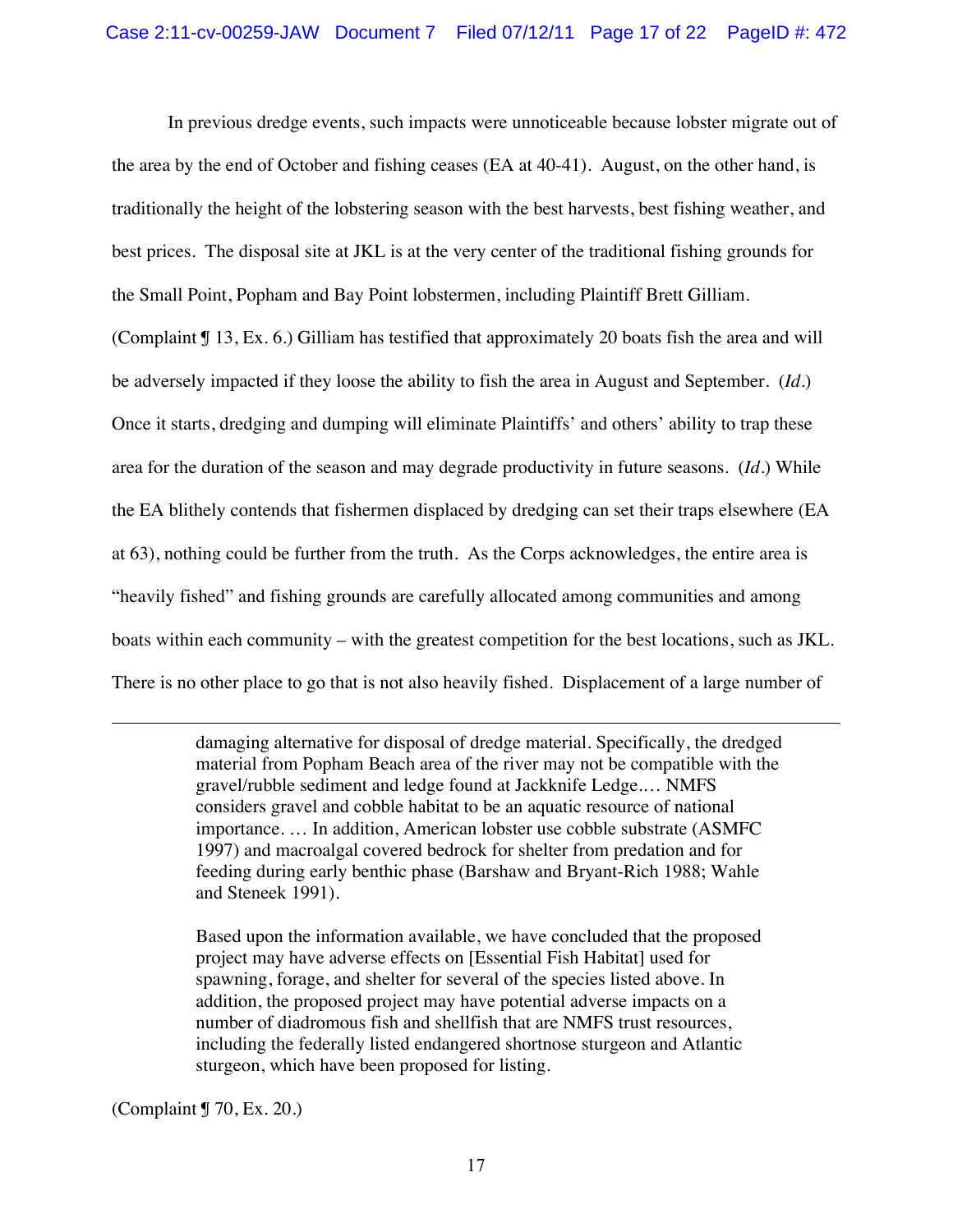In previous dredge events, such impacts were unnoticeable because lobster migrate out of the area by the end of October and fishing ceases (EA at 40-41). August, on the other hand, is traditionally the height of the lobstering season with the best harvests, best fishing weather, and best prices. The disposal site at JKL is at the very center of the traditional fishing grounds for the Small Point, Popham and Bay Point lobstermen, including Plaintiff Brett Gilliam. (Complaint ¶ 13, Ex. 6.) Gilliam has testified that approximately 20 boats fish the area and will be adversely impacted if they loose the ability to fish the area in August and September. (*Id.*) Once it starts, dredging and dumping will eliminate Plaintiffs' and others' ability to trap these area for the duration of the season and may degrade productivity in future seasons. (*Id.*) While the EA blithely contends that fishermen displaced by dredging can set their traps elsewhere (EA at 63), nothing could be further from the truth. As the Corps acknowledges, the entire area is "heavily fished" and fishing grounds are carefully allocated among communities and among boats within each community – with the greatest competition for the best locations, such as JKL. There is no other place to go that is not also heavily fished. Displacement of a large number of

---

> damaging alternative for disposal of dredge material. Specifically, the dredged material from Popham Beach area of the river may not be compatible with the gravel/rubble sediment and ledge found at Jackknife Ledge.… NMFS considers gravel and cobble habitat to be an aquatic resource of national importance. … In addition, American lobster use cobble substrate (ASMFC 1997) and macroalgal covered bedrock for shelter from predation and for feeding during early benthic phase (Barshaw and Bryant-Rich 1988; Wahle and Steneek 1991).
>
> Based upon the information available, we have concluded that the proposed project may have adverse effects on [Essential Fish Habitat] used for spawning, forage, and shelter for several of the species listed above. In addition, the proposed project may have potential adverse impacts on a number of diadromous fish and shellfish that are NMFS trust resources, including the federally listed endangered shortnose sturgeon and Atlantic sturgeon, which have been proposed for listing.

(Complaint ¶ 70, Ex. 20.)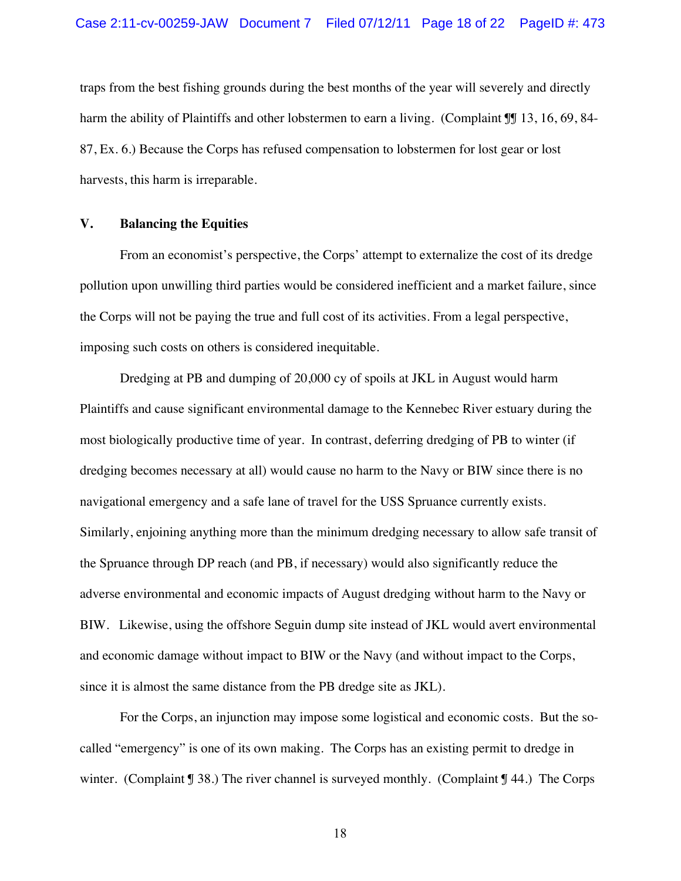traps from the best fishing grounds during the best months of the year will severely and directly harm the ability of Plaintiffs and other lobstermen to earn a living. (Complaint ¶¶ 13, 16, 69, 84-87, Ex. 6.) Because the Corps has refused compensation to lobstermen for lost gear or lost harvests, this harm is irreparable.

## V. Balancing the Equities

From an economist's perspective, the Corps' attempt to externalize the cost of its dredge pollution upon unwilling third parties would be considered inefficient and a market failure, since the Corps will not be paying the true and full cost of its activities. From a legal perspective, imposing such costs on others is considered inequitable.

Dredging at PB and dumping of 20,000 cy of spoils at JKL in August would harm Plaintiffs and cause significant environmental damage to the Kennebec River estuary during the most biologically productive time of year. In contrast, deferring dredging of PB to winter (if dredging becomes necessary at all) would cause no harm to the Navy or BIW since there is no navigational emergency and a safe lane of travel for the USS Spruance currently exists. Similarly, enjoining anything more than the minimum dredging necessary to allow safe transit of the Spruance through DP reach (and PB, if necessary) would also significantly reduce the adverse environmental and economic impacts of August dredging without harm to the Navy or BIW. Likewise, using the offshore Seguin dump site instead of JKL would avert environmental and economic damage without impact to BIW or the Navy (and without impact to the Corps, since it is almost the same distance from the PB dredge site as JKL).

For the Corps, an injunction may impose some logistical and economic costs. But the so-called "emergency" is one of its own making. The Corps has an existing permit to dredge in winter. (Complaint ¶ 38.) The river channel is surveyed monthly. (Complaint ¶ 44.) The Corps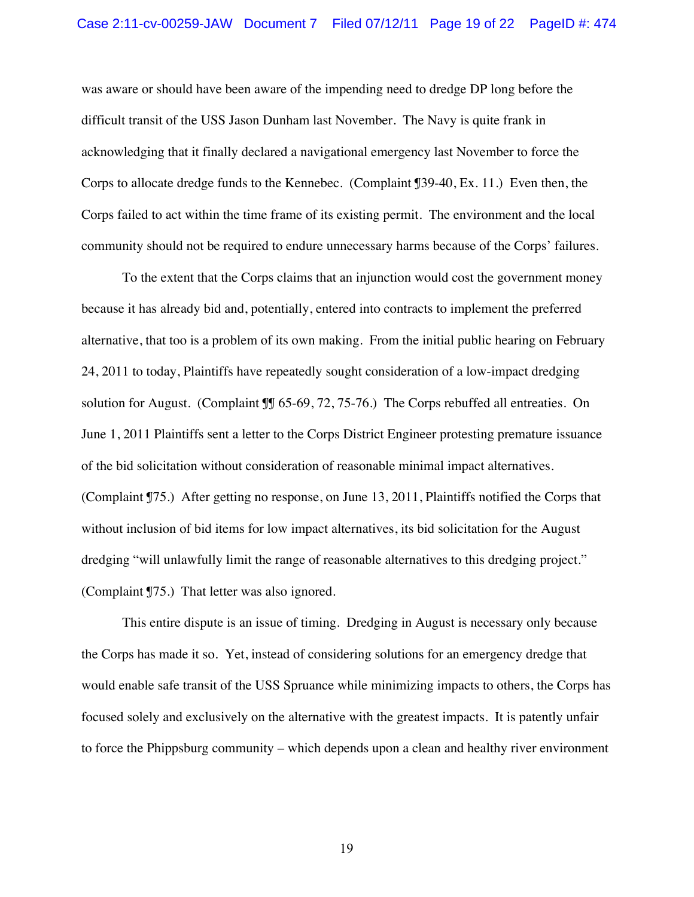was aware or should have been aware of the impending need to dredge DP long before the difficult transit of the USS Jason Dunham last November. The Navy is quite frank in acknowledging that it finally declared a navigational emergency last November to force the Corps to allocate dredge funds to the Kennebec. (Complaint ¶39-40, Ex. 11.) Even then, the Corps failed to act within the time frame of its existing permit. The environment and the local community should not be required to endure unnecessary harms because of the Corps' failures.

To the extent that the Corps claims that an injunction would cost the government money because it has already bid and, potentially, entered into contracts to implement the preferred alternative, that too is a problem of its own making. From the initial public hearing on February 24, 2011 to today, Plaintiffs have repeatedly sought consideration of a low-impact dredging solution for August. (Complaint ¶¶ 65-69, 72, 75-76.) The Corps rebuffed all entreaties. On June 1, 2011 Plaintiffs sent a letter to the Corps District Engineer protesting premature issuance of the bid solicitation without consideration of reasonable minimal impact alternatives. (Complaint ¶75.) After getting no response, on June 13, 2011, Plaintiffs notified the Corps that without inclusion of bid items for low impact alternatives, its bid solicitation for the August dredging "will unlawfully limit the range of reasonable alternatives to this dredging project." (Complaint ¶75.) That letter was also ignored.

This entire dispute is an issue of timing. Dredging in August is necessary only because the Corps has made it so. Yet, instead of considering solutions for an emergency dredge that would enable safe transit of the USS Spruance while minimizing impacts to others, the Corps has focused solely and exclusively on the alternative with the greatest impacts. It is patently unfair to force the Phippsburg community – which depends upon a clean and healthy river environment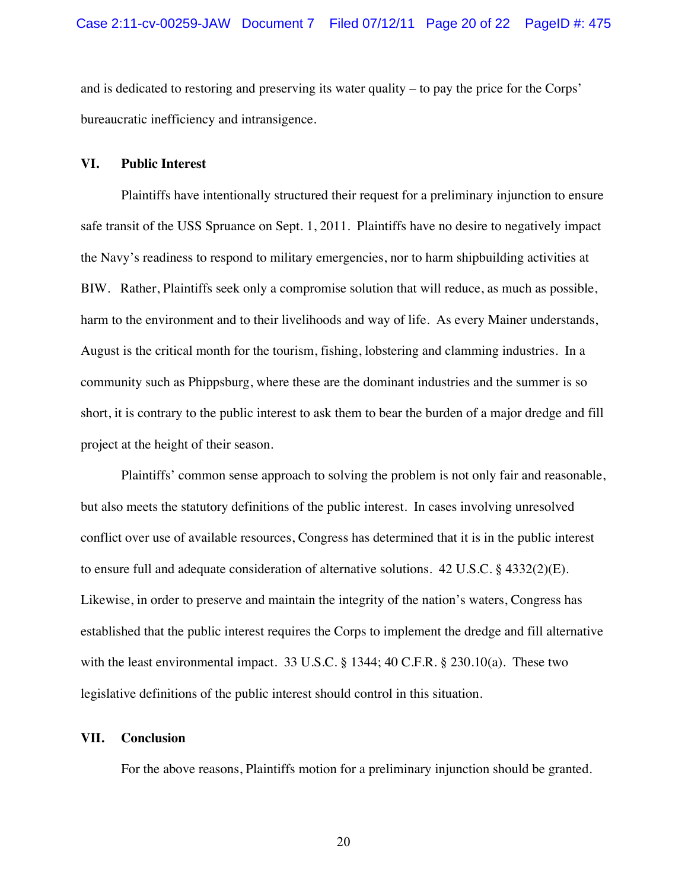and is dedicated to restoring and preserving its water quality – to pay the price for the Corps' bureaucratic inefficiency and intransigence.

## VI. Public Interest

Plaintiffs have intentionally structured their request for a preliminary injunction to ensure safe transit of the USS Spruance on Sept. 1, 2011. Plaintiffs have no desire to negatively impact the Navy's readiness to respond to military emergencies, nor to harm shipbuilding activities at BIW. Rather, Plaintiffs seek only a compromise solution that will reduce, as much as possible, harm to the environment and to their livelihoods and way of life. As every Mainer understands, August is the critical month for the tourism, fishing, lobstering and clamming industries. In a community such as Phippsburg, where these are the dominant industries and the summer is so short, it is contrary to the public interest to ask them to bear the burden of a major dredge and fill project at the height of their season.

Plaintiffs' common sense approach to solving the problem is not only fair and reasonable, but also meets the statutory definitions of the public interest. In cases involving unresolved conflict over use of available resources, Congress has determined that it is in the public interest to ensure full and adequate consideration of alternative solutions. 42 U.S.C. § 4332(2)(E). Likewise, in order to preserve and maintain the integrity of the nation's waters, Congress has established that the public interest requires the Corps to implement the dredge and fill alternative with the least environmental impact. 33 U.S.C. § 1344; 40 C.F.R. § 230.10(a). These two legislative definitions of the public interest should control in this situation.

## VII. Conclusion

For the above reasons, Plaintiffs motion for a preliminary injunction should be granted.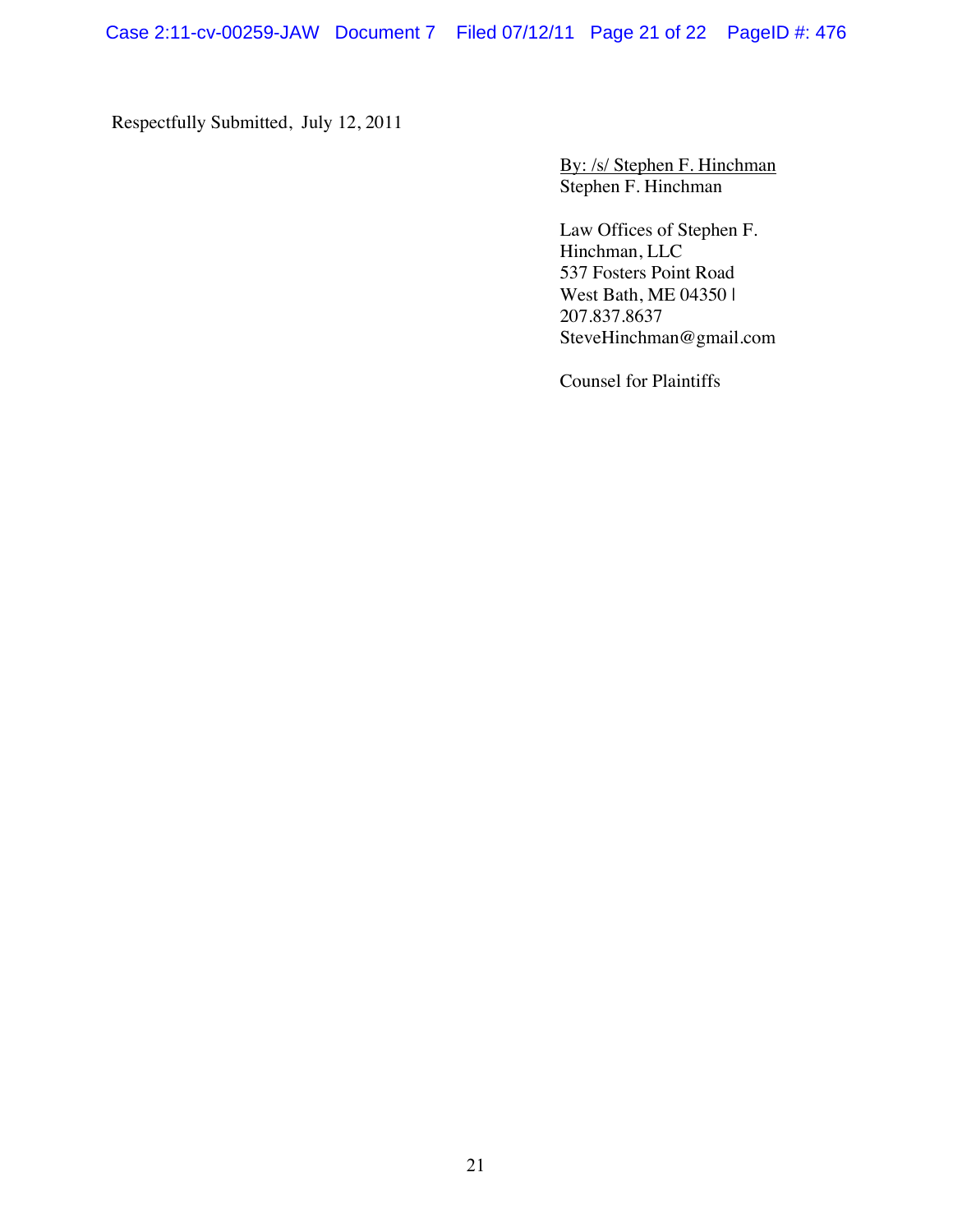Respectfully Submitted, July 12, 2011

By: /s/ Stephen F. Hinchman
Stephen F. Hinchman

Law Offices of Stephen F. Hinchman, LLC
537 Fosters Point Road
West Bath, ME 04350 |
207.837.8637
SteveHinchman@gmail.com

Counsel for Plaintiffs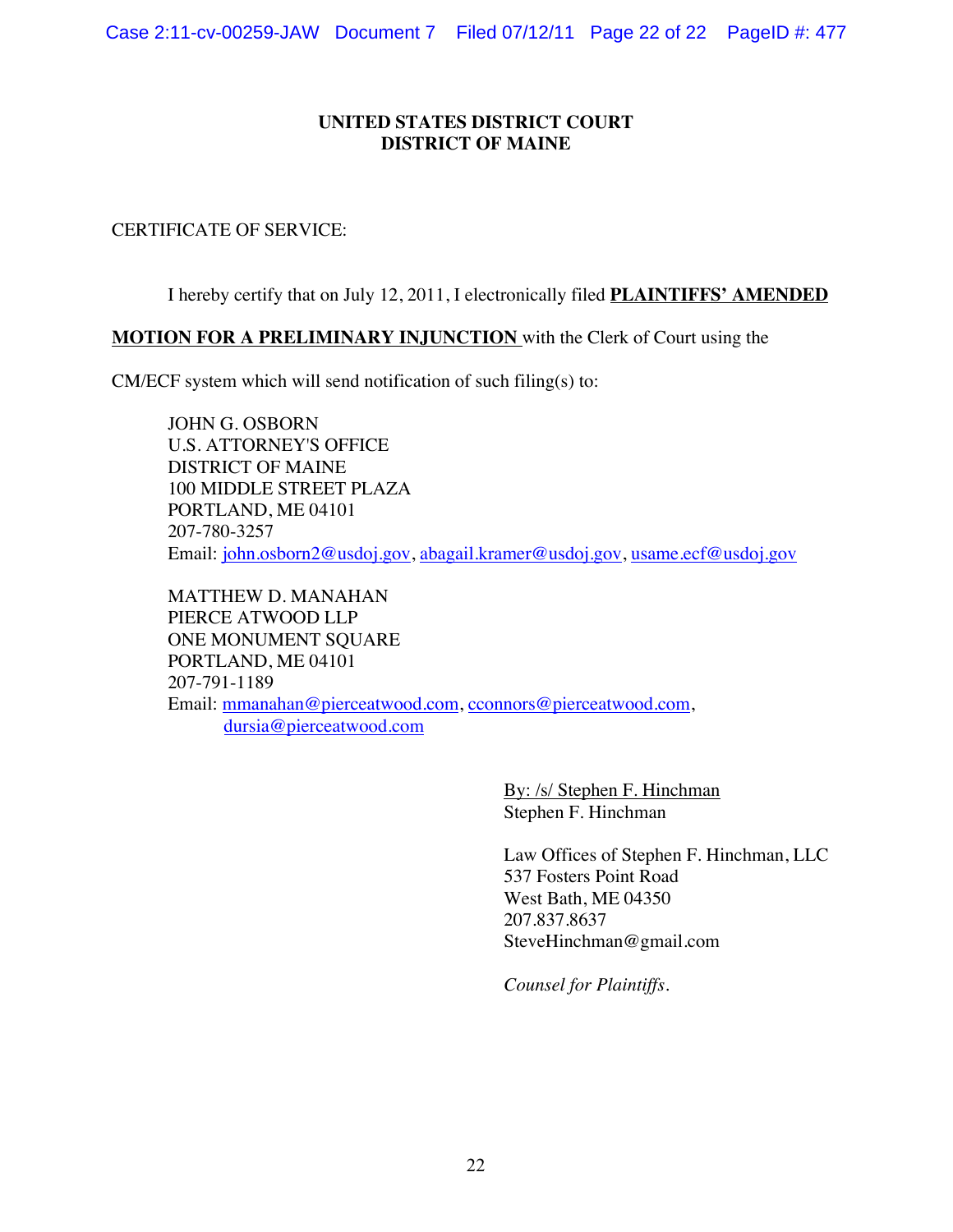**UNITED STATES DISTRICT COURT**
**DISTRICT OF MAINE**

CERTIFICATE OF SERVICE:

I hereby certify that on July 12, 2011, I electronically filed **PLAINTIFFS' AMENDED MOTION FOR A PRELIMINARY INJUNCTION** with the Clerk of Court using the CM/ECF system which will send notification of such filing(s) to:

JOHN G. OSBORN
U.S. ATTORNEY'S OFFICE
DISTRICT OF MAINE
100 MIDDLE STREET PLAZA
PORTLAND, ME 04101
207-780-3257
Email: john.osborn2@usdoj.gov, abagail.kramer@usdoj.gov, usame.ecf@usdoj.gov

MATTHEW D. MANAHAN
PIERCE ATWOOD LLP
ONE MONUMENT SQUARE
PORTLAND, ME 04101
207-791-1189
Email: mmanahan@pierceatwood.com, cconnors@pierceatwood.com, dursia@pierceatwood.com

By: /s/ Stephen F. Hinchman
Stephen F. Hinchman

Law Offices of Stephen F. Hinchman, LLC
537 Fosters Point Road
West Bath, ME 04350
207.837.8637
SteveHinchman@gmail.com

*Counsel for Plaintiffs.*